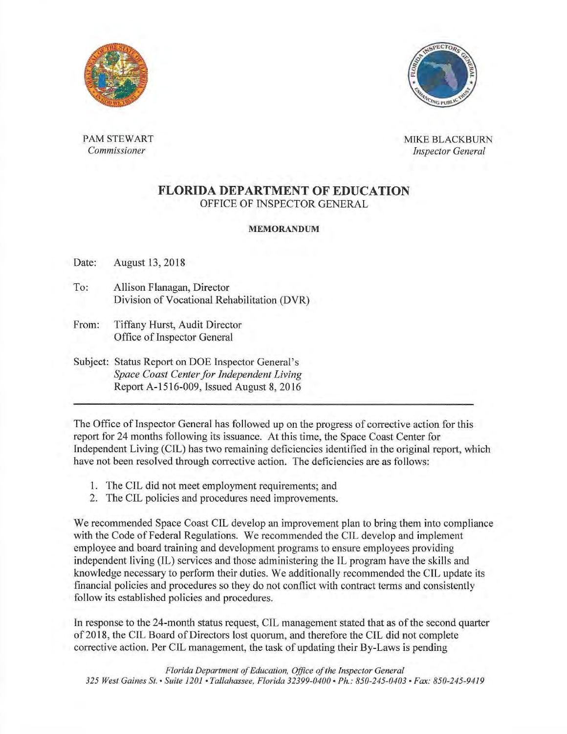PAM STEWART
*Commissioner*

MIKE BLACKBURN
*Inspector General*

# FLORIDA DEPARTMENT OF EDUCATION

OFFICE OF INSPECTOR GENERAL

**MEMORANDUM**

Date: August 13, 2018

To: Allison Flanagan, Director
Division of Vocational Rehabilitation (DVR)

From: Tiffany Hurst, Audit Director
Office of Inspector General

Subject: Status Report on DOE Inspector General's *Space Coast Center for Independent Living* Report A-1516-009, Issued August 8, 2016

---

The Office of Inspector General has followed up on the progress of corrective action for this report for 24 months following its issuance. At this time, the Space Coast Center for Independent Living (CIL) has two remaining deficiencies identified in the original report, which have not been resolved through corrective action. The deficiencies are as follows:

1. The CIL did not meet employment requirements; and
2. The CIL policies and procedures need improvements.

We recommended Space Coast CIL develop an improvement plan to bring them into compliance with the Code of Federal Regulations. We recommended the CIL develop and implement employee and board training and development programs to ensure employees providing independent living (IL) services and those administering the IL program have the skills and knowledge necessary to perform their duties. We additionally recommended the CIL update its financial policies and procedures so they do not conflict with contract terms and consistently follow its established policies and procedures.

In response to the 24-month status request, CIL management stated that as of the second quarter of 2018, the CIL Board of Directors lost quorum, and therefore the CIL did not complete corrective action. Per CIL management, the task of updating their By-Laws is pending

*Florida Department of Education, Office of the Inspector General*
*325 West Gaines St. • Suite 1201 • Tallahassee, Florida 32399-0400 • Ph.: 850-245-0403 • Fax: 850-245-9419*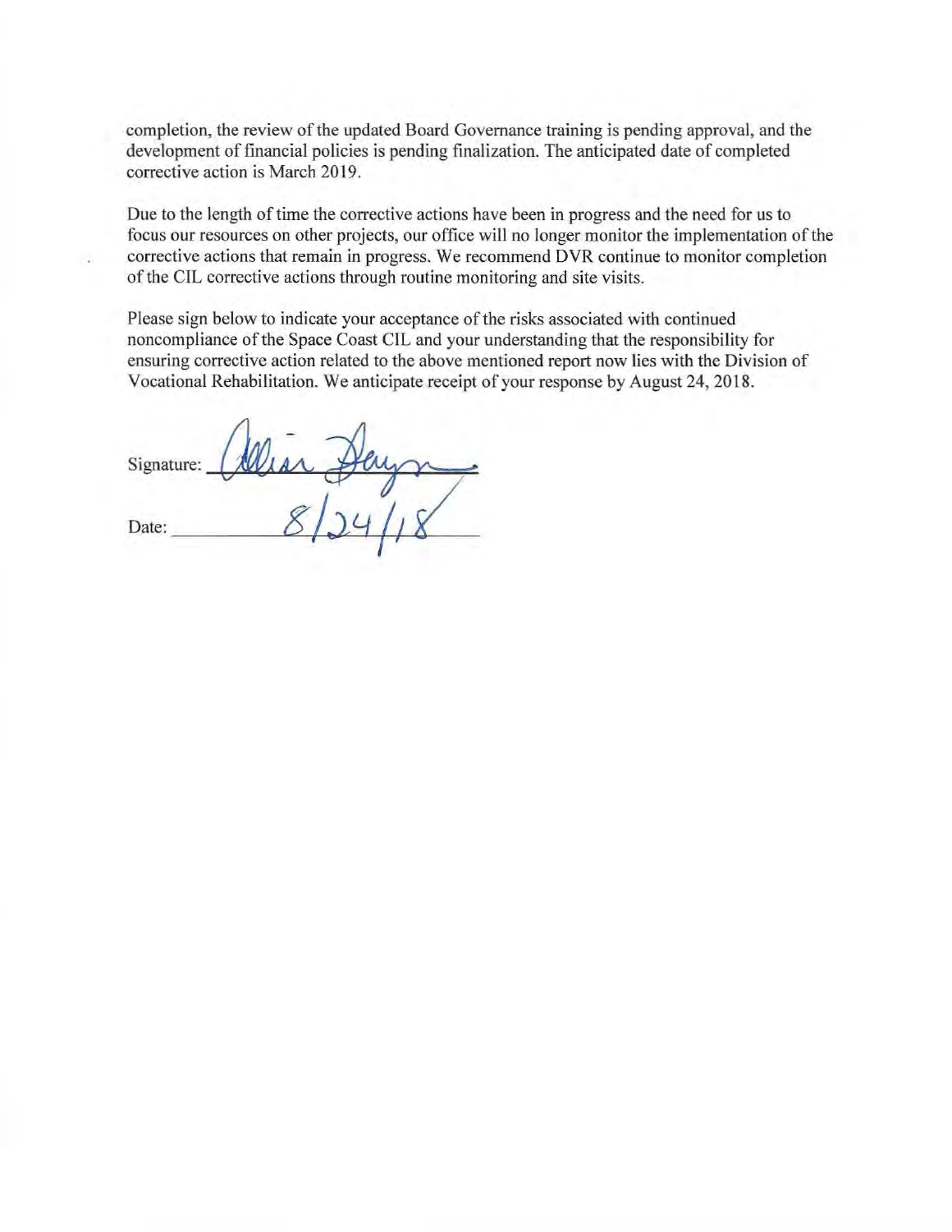completion, the review of the updated Board Governance training is pending approval, and the development of financial policies is pending finalization. The anticipated date of completed corrective action is March 2019.

Due to the length of time the corrective actions have been in progress and the need for us to focus our resources on other projects, our office will no longer monitor the implementation of the corrective actions that remain in progress. We recommend DVR continue to monitor completion of the CIL corrective actions through routine monitoring and site visits.

Please sign below to indicate your acceptance of the risks associated with continued noncompliance of the Space Coast CIL and your understanding that the responsibility for ensuring corrective action related to the above mentioned report now lies with the Division of Vocational Rehabilitation. We anticipate receipt of your response by August 24, 2018.

Signature: Allison Flanagan

Date: 8/24/18